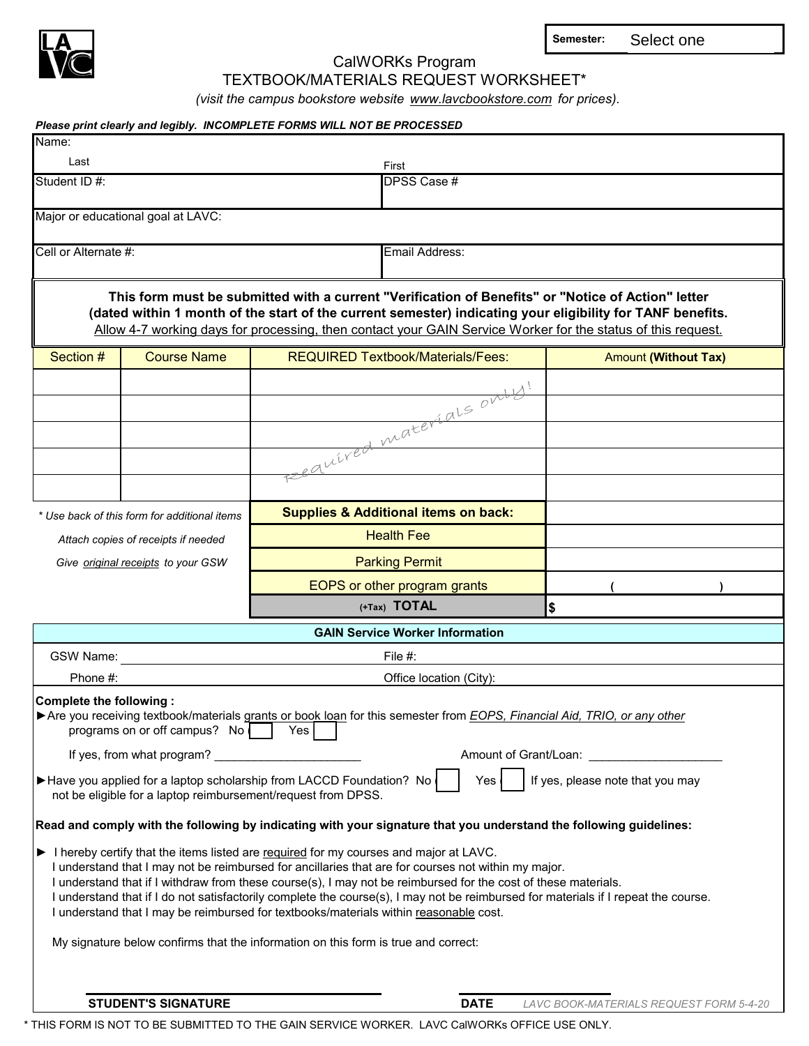**Semester:** Select one

# CalWORKs Program
## TEXTBOOK/MATERIALS REQUEST WORKSHEET*

*(visit the campus bookstore website www.lavcbookstore.com for prices).*

***Please print clearly and legibly. INCOMPLETE FORMS WILL NOT BE PROCESSED***

| Name: Last | First |
|---|---|
| Student ID #: | DPSS Case # |
| Major or educational goal at LAVC: | |
| Cell or Alternate #: | Email Address: |

**This form must be submitted with a current "Verification of Benefits" or "Notice of Action" letter (dated within 1 month of the start of the current semester) indicating your eligibility for TANF benefits.**

Allow 4-7 working days for processing, then contact your GAIN Service Worker for the status of this request.

| Section # | Course Name | REQUIRED Textbook/Materials/Fees: | Amount **(Without Tax)** |
|---|---|---|---|
| | | | |
| | | | |
| | | *Required materials only!* | |
| | | | |
| | | | |
| *\* Use back of this form for additional items* | | **Supplies & Additional items on back:** | |
| *Attach copies of receipts if needed* | | Health Fee | |
| *Give original receipts to your GSW* | | Parking Permit | |
| | | EOPS or other program grants | ( ) |
| | | (+Tax) **TOTAL** | $ |

**GAIN Service Worker Information**

GSW Name: ______________________ File #:

Phone #: Office location (City):

**Complete the following :**

► Are you receiving textbook/materials grants or book loan for this semester from *EOPS, Financial Aid, TRIO, or any other* programs on or off campus? No ☐ Yes ☐

If yes, from what program? ______________________ Amount of Grant/Loan: ____________________

► Have you applied for a laptop scholarship from LACCD Foundation? No ☐ Yes ☐ If yes, please note that you may not be eligible for a laptop reimbursement/request from DPSS.

**Read and comply with the following by indicating with your signature that you understand the following guidelines:**

► I hereby certify that the items listed are required for my courses and major at LAVC.
I understand that I may not be reimbursed for ancillaries that are for courses not within my major.
I understand that if I withdraw from these course(s), I may not be reimbursed for the cost of these materials.
I understand that if I do not satisfactorily complete the course(s), I may not be reimbursed for materials if I repeat the course.
I understand that I may be reimbursed for textbooks/materials within reasonable cost.

My signature below confirms that the information on this form is true and correct:

______________________________ ______________________

**STUDENT'S SIGNATURE** **DATE**

*LAVC BOOK-MATERIALS REQUEST FORM 5-4-20*

\* THIS FORM IS NOT TO BE SUBMITTED TO THE GAIN SERVICE WORKER. LAVC CalWORKs OFFICE USE ONLY.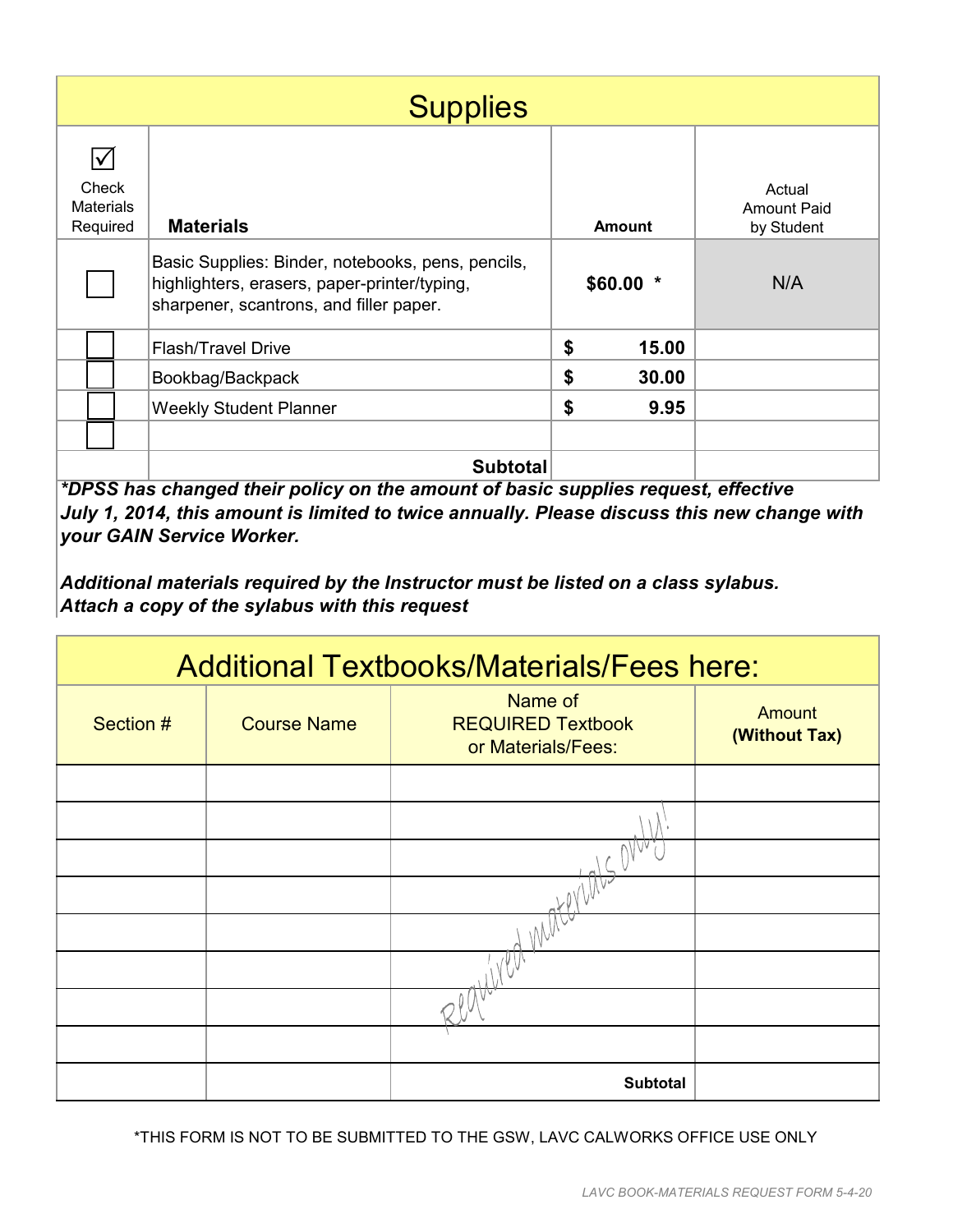## Supplies

| ☑ Check Materials Required | Materials | Amount | Actual Amount Paid by Student |
|---|---|---|---|
| ☐ | Basic Supplies: Binder, notebooks, pens, pencils, highlighters, erasers, paper-printer/typing, sharpener, scantrons, and filler paper. | $60.00 * | N/A |
| ☐ | Flash/Travel Drive | $ 15.00 | |
| ☐ | Bookbag/Backpack | $ 30.00 | |
| ☐ | Weekly Student Planner | $ 9.95 | |
| ☐ | | | |
| | **Subtotal** | | |

***DPSS has changed their policy on the amount of basic supplies request, effective July 1, 2014, this amount is limited to twice annually. Please discuss this new change with your GAIN Service Worker.***

***Additional materials required by the Instructor must be listed on a class sylabus. Attach a copy of the sylabus with this request***

## Additional Textbooks/Materials/Fees here:

| Section # | Course Name | Name of REQUIRED Textbook or Materials/Fees: | Amount **(Without Tax)** |
|---|---|---|---|
| | | | |
| | | | |
| | | | |
| | | | |
| | | | |
| | | | |
| | | | |
| | | | |
| | | **Subtotal** | |

Required materials only!

*THIS FORM IS NOT TO BE SUBMITTED TO THE GSW, LAVC CALWORKS OFFICE USE ONLY

LAVC BOOK-MATERIALS REQUEST FORM 5-4-20